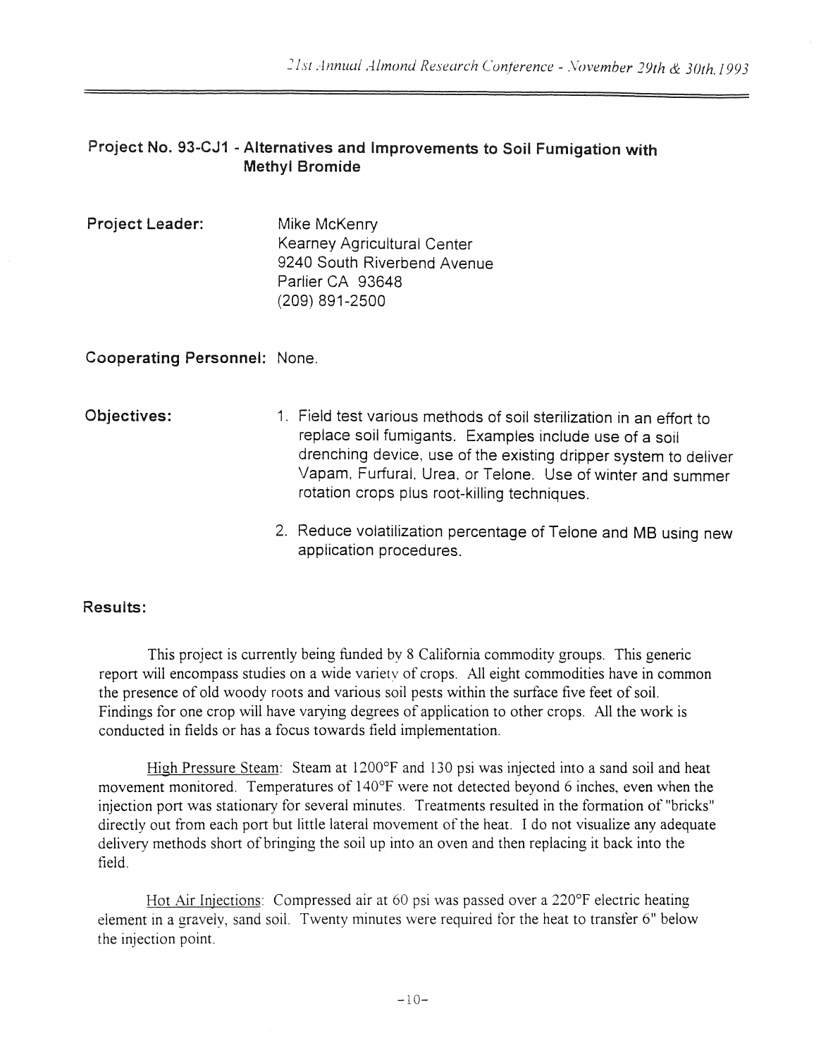## Project No. 93-CJ1 - Alternatives and Improvements to Soil Fumigation with Methyl Bromide

**Project Leader:** Mike McKenry
Kearney Agricultural Center
9240 South Riverbend Avenue
Parlier CA 93648
(209) 891-2500

**Cooperating Personnel:** None.

**Objectives:**

1. Field test various methods of soil sterilization in an effort to replace soil fumigants. Examples include use of a soil drenching device, use of the existing dripper system to deliver Vapam, Furfural, Urea, or Telone. Use of winter and summer rotation crops plus root-killing techniques.
2. Reduce volatilization percentage of Telone and MB using new application procedures.

### Results:

This project is currently being funded by 8 California commodity groups. This generic report will encompass studies on a wide variety of crops. All eight commodities have in common the presence of old woody roots and various soil pests within the surface five feet of soil. Findings for one crop will have varying degrees of application to other crops. All the work is conducted in fields or has a focus towards field implementation.

High Pressure Steam: Steam at 1200°F and 130 psi was injected into a sand soil and heat movement monitored. Temperatures of 140°F were not detected beyond 6 inches, even when the injection port was stationary for several minutes. Treatments resulted in the formation of "bricks" directly out from each port but little lateral movement of the heat. I do not visualize any adequate delivery methods short of bringing the soil up into an oven and then replacing it back into the field.

Hot Air Injections: Compressed air at 60 psi was passed over a 220°F electric heating element in a gravely, sand soil. Twenty minutes were required for the heat to transfer 6" below the injection point.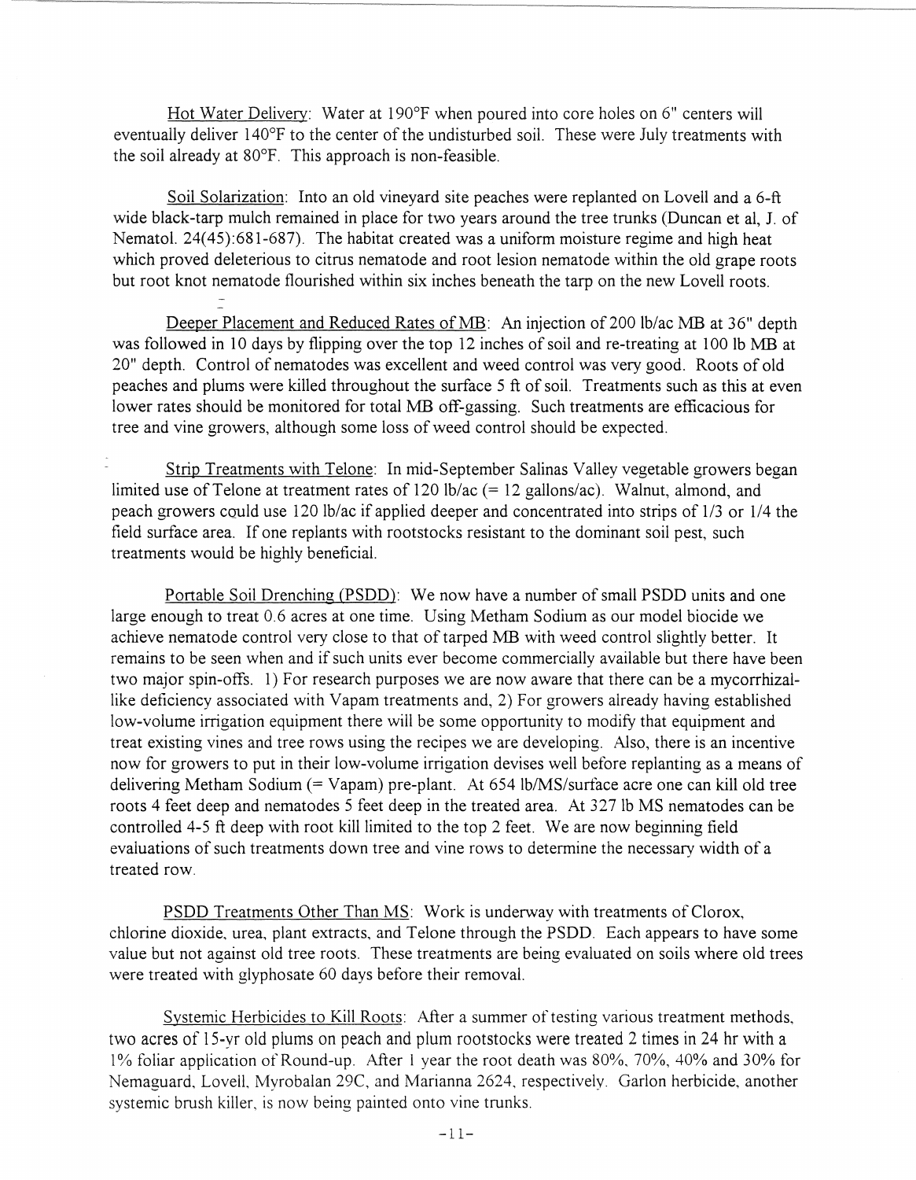Hot Water Delivery: Water at 190°F when poured into core holes on 6" centers will eventually deliver 140°F to the center of the undisturbed soil. These were July treatments with the soil already at 80°F. This approach is non-feasible.

Soil Solarization: Into an old vineyard site peaches were replanted on Lovell and a 6-ft wide black-tarp mulch remained in place for two years around the tree trunks (Duncan et al, J. of Nematol. 24(45):681-687). The habitat created was a uniform moisture regime and high heat which proved deleterious to citrus nematode and root lesion nematode within the old grape roots but root knot nematode flourished within six inches beneath the tarp on the new Lovell roots.

Deeper Placement and Reduced Rates of MB: An injection of 200 lb/ac MB at 36" depth was followed in 10 days by flipping over the top 12 inches of soil and re-treating at 100 lb MB at 20" depth. Control of nematodes was excellent and weed control was very good. Roots of old peaches and plums were killed throughout the surface 5 ft of soil. Treatments such as this at even lower rates should be monitored for total MB off-gassing. Such treatments are efficacious for tree and vine growers, although some loss of weed control should be expected.

Strip Treatments with Telone: In mid-September Salinas Valley vegetable growers began limited use of Telone at treatment rates of 120 lb/ac (= 12 gallons/ac). Walnut, almond, and peach growers could use 120 lb/ac if applied deeper and concentrated into strips of 1/3 or 1/4 the field surface area. If one replants with rootstocks resistant to the dominant soil pest, such treatments would be highly beneficial.

Portable Soil Drenching (PSDD): We now have a number of small PSDD units and one large enough to treat 0.6 acres at one time. Using Metham Sodium as our model biocide we achieve nematode control very close to that of tarped MB with weed control slightly better. It remains to be seen when and if such units ever become commercially available but there have been two major spin-offs. 1) For research purposes we are now aware that there can be a mycorrhizal-like deficiency associated with Vapam treatments and, 2) For growers already having established low-volume irrigation equipment there will be some opportunity to modify that equipment and treat existing vines and tree rows using the recipes we are developing. Also, there is an incentive now for growers to put in their low-volume irrigation devises well before replanting as a means of delivering Metham Sodium (= Vapam) pre-plant. At 654 lb/MS/surface acre one can kill old tree roots 4 feet deep and nematodes 5 feet deep in the treated area. At 327 lb MS nematodes can be controlled 4-5 ft deep with root kill limited to the top 2 feet. We are now beginning field evaluations of such treatments down tree and vine rows to determine the necessary width of a treated row.

PSDD Treatments Other Than MS: Work is underway with treatments of Clorox, chlorine dioxide, urea, plant extracts, and Telone through the PSDD. Each appears to have some value but not against old tree roots. These treatments are being evaluated on soils where old trees were treated with glyphosate 60 days before their removal.

Systemic Herbicides to Kill Roots: After a summer of testing various treatment methods, two acres of 15-yr old plums on peach and plum rootstocks were treated 2 times in 24 hr with a 1% foliar application of Round-up. After 1 year the root death was 80%, 70%, 40% and 30% for Nemaguard, Lovell, Myrobalan 29C, and Marianna 2624, respectively. Garlon herbicide, another systemic brush killer, is now being painted onto vine trunks.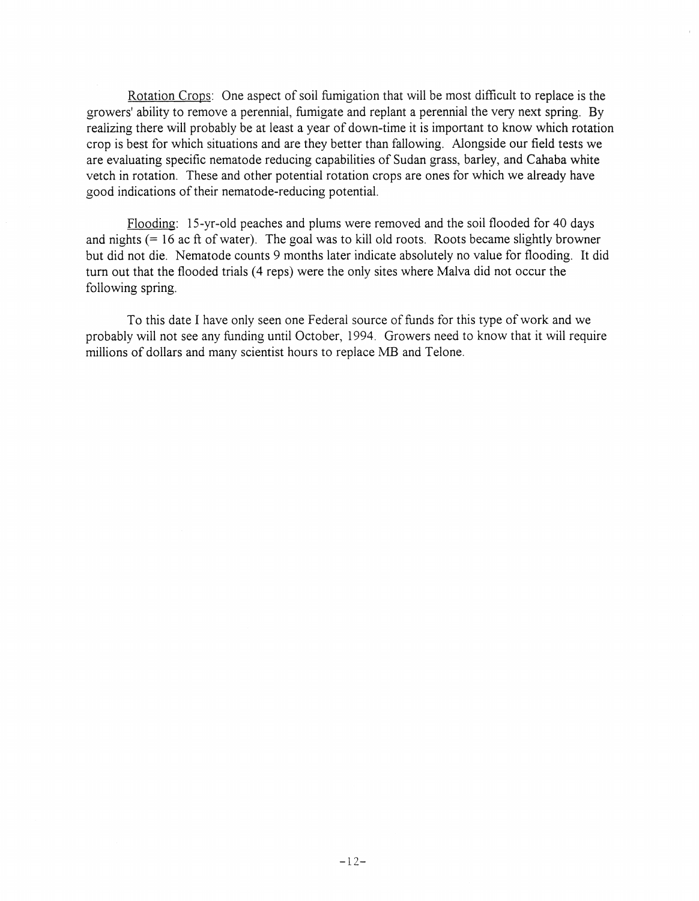<u>Rotation Crops</u>: One aspect of soil fumigation that will be most difficult to replace is the growers' ability to remove a perennial, fumigate and replant a perennial the very next spring. By realizing there will probably be at least a year of down-time it is important to know which rotation crop is best for which situations and are they better than fallowing. Alongside our field tests we are evaluating specific nematode reducing capabilities of Sudan grass, barley, and Cahaba white vetch in rotation. These and other potential rotation crops are ones for which we already have good indications of their nematode-reducing potential.

<u>Flooding</u>: 15-yr-old peaches and plums were removed and the soil flooded for 40 days and nights (= 16 ac ft of water). The goal was to kill old roots. Roots became slightly browner but did not die. Nematode counts 9 months later indicate absolutely no value for flooding. It did turn out that the flooded trials (4 reps) were the only sites where Malva did not occur the following spring.

To this date I have only seen one Federal source of funds for this type of work and we probably will not see any funding until October, 1994. Growers need to know that it will require millions of dollars and many scientist hours to replace MB and Telone.